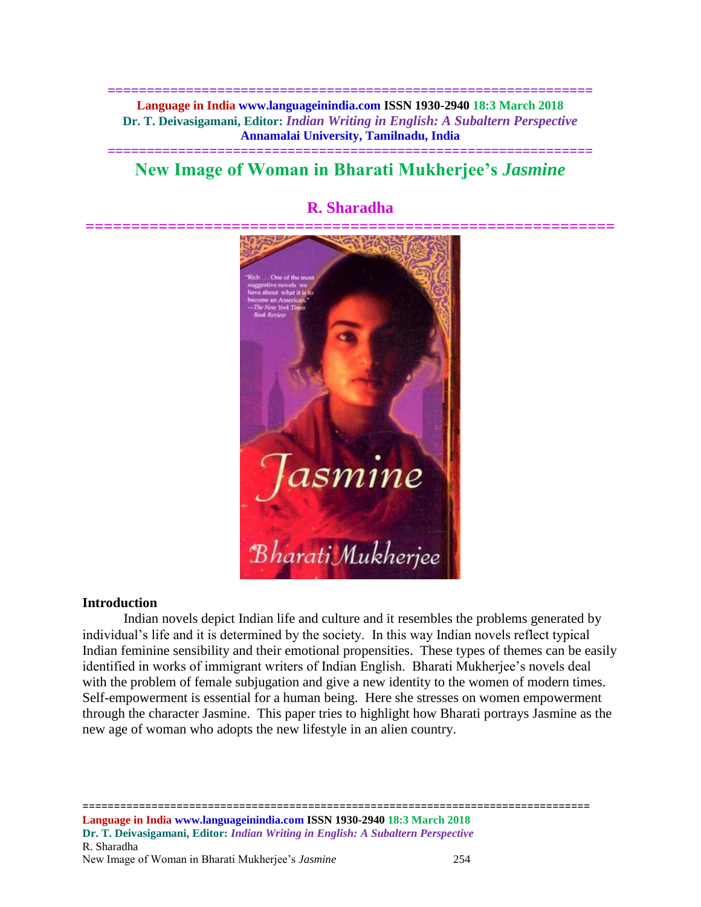# New Image of Woman in Bharati Mukherjee's *Jasmine*

## R. Sharadha

### Introduction

Indian novels depict Indian life and culture and it resembles the problems generated by individual's life and it is determined by the society. In this way Indian novels reflect typical Indian feminine sensibility and their emotional propensities. These types of themes can be easily identified in works of immigrant writers of Indian English. Bharati Mukherjee's novels deal with the problem of female subjugation and give a new identity to the women of modern times. Self-empowerment is essential for a human being. Here she stresses on women empowerment through the character Jasmine. This paper tries to highlight how Bharati portrays Jasmine as the new age of woman who adopts the new lifestyle in an alien country.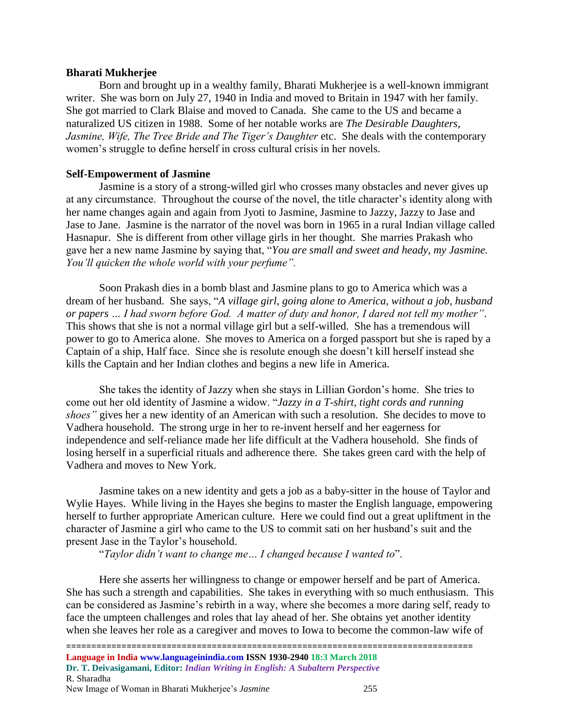**Bharati Mukherjee**

Born and brought up in a wealthy family, Bharati Mukherjee is a well-known immigrant writer. She was born on July 27, 1940 in India and moved to Britain in 1947 with her family. She got married to Clark Blaise and moved to Canada. She came to the US and became a naturalized US citizen in 1988. Some of her notable works are *The Desirable Daughters, Jasmine, Wife, The Tree Bride and The Tiger's Daughter* etc. She deals with the contemporary women's struggle to define herself in cross cultural crisis in her novels.

**Self-Empowerment of Jasmine**

Jasmine is a story of a strong-willed girl who crosses many obstacles and never gives up at any circumstance. Throughout the course of the novel, the title character's identity along with her name changes again and again from Jyoti to Jasmine, Jasmine to Jazzy, Jazzy to Jase and Jase to Jane. Jasmine is the narrator of the novel was born in 1965 in a rural Indian village called Hasnapur. She is different from other village girls in her thought. She marries Prakash who gave her a new name Jasmine by saying that, "*You are small and sweet and heady, my Jasmine. You'll quicken the whole world with your perfume".*

Soon Prakash dies in a bomb blast and Jasmine plans to go to America which was a dream of her husband. She says, "*A village girl, going alone to America, without a job, husband or papers … I had sworn before God. A matter of duty and honor, I dared not tell my mother"*. This shows that she is not a normal village girl but a self-willed. She has a tremendous will power to go to America alone. She moves to America on a forged passport but she is raped by a Captain of a ship, Half face. Since she is resolute enough she doesn't kill herself instead she kills the Captain and her Indian clothes and begins a new life in America.

She takes the identity of Jazzy when she stays in Lillian Gordon's home. She tries to come out her old identity of Jasmine a widow. "*Jazzy in a T-shirt, tight cords and running shoes"* gives her a new identity of an American with such a resolution. She decides to move to Vadhera household. The strong urge in her to re-invent herself and her eagerness for independence and self-reliance made her life difficult at the Vadhera household. She finds of losing herself in a superficial rituals and adherence there. She takes green card with the help of Vadhera and moves to New York.

Jasmine takes on a new identity and gets a job as a baby-sitter in the house of Taylor and Wylie Hayes. While living in the Hayes she begins to master the English language, empowering herself to further appropriate American culture. Here we could find out a great upliftment in the character of Jasmine a girl who came to the US to commit sati on her husband's suit and the present Jase in the Taylor's household.

"*Taylor didn't want to change me… I changed because I wanted to*".

Here she asserts her willingness to change or empower herself and be part of America. She has such a strength and capabilities. She takes in everything with so much enthusiasm. This can be considered as Jasmine's rebirth in a way, where she becomes a more daring self, ready to face the umpteen challenges and roles that lay ahead of her. She obtains yet another identity when she leaves her role as a caregiver and moves to Iowa to become the common-law wife of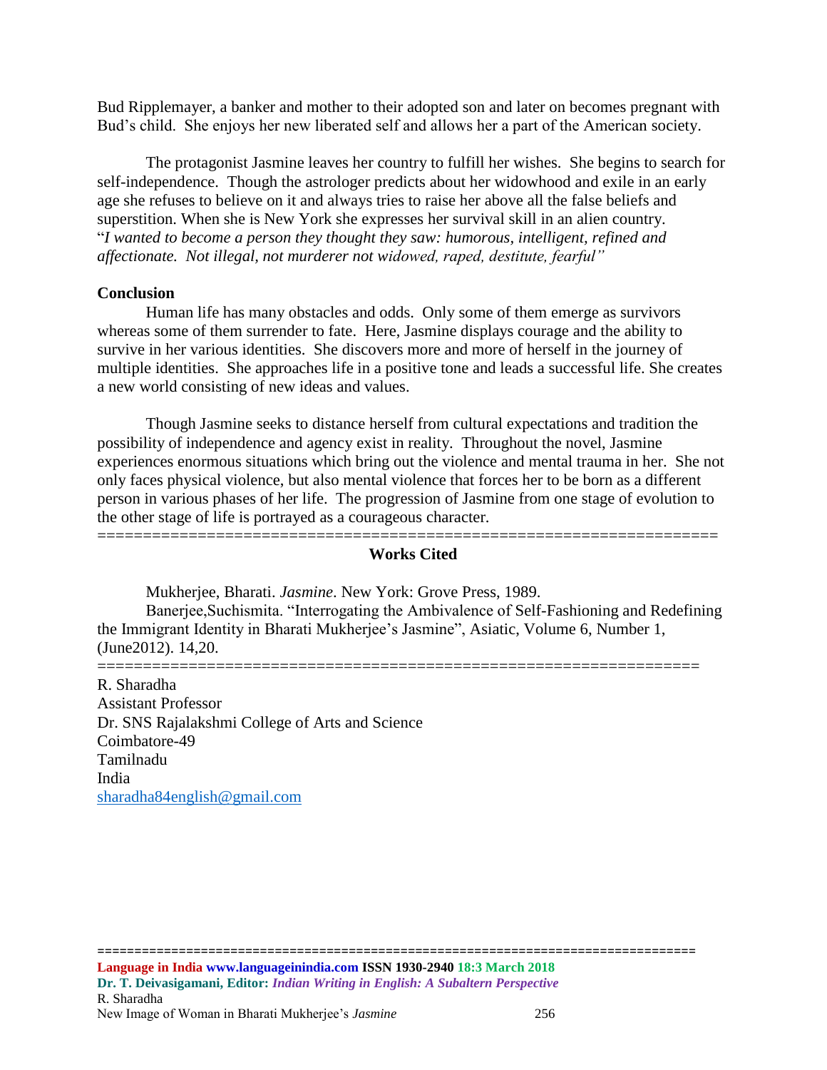Bud Ripplemayer, a banker and mother to their adopted son and later on becomes pregnant with Bud's child. She enjoys her new liberated self and allows her a part of the American society.

The protagonist Jasmine leaves her country to fulfill her wishes. She begins to search for self-independence. Though the astrologer predicts about her widowhood and exile in an early age she refuses to believe on it and always tries to raise her above all the false beliefs and superstition. When she is New York she expresses her survival skill in an alien country. "*I wanted to become a person they thought they saw: humorous, intelligent, refined and affectionate. Not illegal, not murderer not widowed, raped, destitute, fearful"*

**Conclusion**

Human life has many obstacles and odds. Only some of them emerge as survivors whereas some of them surrender to fate. Here, Jasmine displays courage and the ability to survive in her various identities. She discovers more and more of herself in the journey of multiple identities. She approaches life in a positive tone and leads a successful life. She creates a new world consisting of new ideas and values.

Though Jasmine seeks to distance herself from cultural expectations and tradition the possibility of independence and agency exist in reality. Throughout the novel, Jasmine experiences enormous situations which bring out the violence and mental trauma in her. She not only faces physical violence, but also mental violence that forces her to be born as a different person in various phases of her life. The progression of Jasmine from one stage of evolution to the other stage of life is portrayed as a courageous character.

====================================================================

**Works Cited**

Mukherjee, Bharati. *Jasmine*. New York: Grove Press, 1989.

Banerjee,Suchismita. "Interrogating the Ambivalence of Self-Fashioning and Redefining the Immigrant Identity in Bharati Mukherjee's Jasmine", Asiatic, Volume 6, Number 1, (June2012). 14,20.

====================================================================

R. Sharadha
Assistant Professor
Dr. SNS Rajalakshmi College of Arts and Science
Coimbatore-49
Tamilnadu
India
sharadha84english@gmail.com